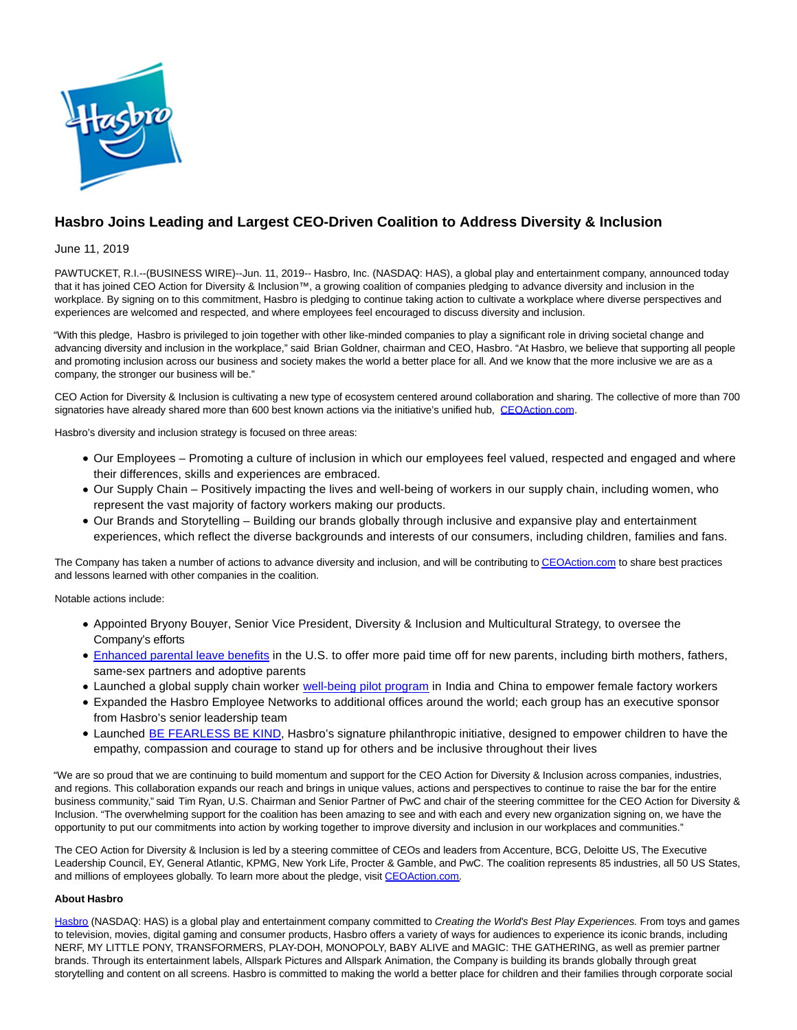# Hasbro Joins Leading and Largest CEO-Driven Coalition to Address Diversity & Inclusion

June 11, 2019

PAWTUCKET, R.I.--(BUSINESS WIRE)--Jun. 11, 2019-- Hasbro, Inc. (NASDAQ: HAS), a global play and entertainment company, announced today that it has joined CEO Action for Diversity & Inclusion™, a growing coalition of companies pledging to advance diversity and inclusion in the workplace. By signing on to this commitment, Hasbro is pledging to continue taking action to cultivate a workplace where diverse perspectives and experiences are welcomed and respected, and where employees feel encouraged to discuss diversity and inclusion.

"With this pledge, Hasbro is privileged to join together with other like-minded companies to play a significant role in driving societal change and advancing diversity and inclusion in the workplace," said Brian Goldner, chairman and CEO, Hasbro. "At Hasbro, we believe that supporting all people and promoting inclusion across our business and society makes the world a better place for all. And we know that the more inclusive we are as a company, the stronger our business will be."

CEO Action for Diversity & Inclusion is cultivating a new type of ecosystem centered around collaboration and sharing. The collective of more than 700 signatories have already shared more than 600 best known actions via the initiative's unified hub, [CEOAction.com](CEOAction.com).

Hasbro's diversity and inclusion strategy is focused on three areas:

- Our Employees – Promoting a culture of inclusion in which our employees feel valued, respected and engaged and where their differences, skills and experiences are embraced.
- Our Supply Chain – Positively impacting the lives and well-being of workers in our supply chain, including women, who represent the vast majority of factory workers making our products.
- Our Brands and Storytelling – Building our brands globally through inclusive and expansive play and entertainment experiences, which reflect the diverse backgrounds and interests of our consumers, including children, families and fans.

The Company has taken a number of actions to advance diversity and inclusion, and will be contributing to [CEOAction.com](CEOAction.com) to share best practices and lessons learned with other companies in the coalition.

Notable actions include:

- Appointed Bryony Bouyer, Senior Vice President, Diversity & Inclusion and Multicultural Strategy, to oversee the Company's efforts
- Enhanced parental leave benefits in the U.S. to offer more paid time off for new parents, including birth mothers, fathers, same-sex partners and adoptive parents
- Launched a global supply chain worker well-being pilot program in India and China to empower female factory workers
- Expanded the Hasbro Employee Networks to additional offices around the world; each group has an executive sponsor from Hasbro's senior leadership team
- Launched BE FEARLESS BE KIND, Hasbro's signature philanthropic initiative, designed to empower children to have the empathy, compassion and courage to stand up for others and be inclusive throughout their lives

"We are so proud that we are continuing to build momentum and support for the CEO Action for Diversity & Inclusion across companies, industries, and regions. This collaboration expands our reach and brings in unique values, actions and perspectives to continue to raise the bar for the entire business community," said Tim Ryan, U.S. Chairman and Senior Partner of PwC and chair of the steering committee for the CEO Action for Diversity & Inclusion. "The overwhelming support for the coalition has been amazing to see and with each and every new organization signing on, we have the opportunity to put our commitments into action by working together to improve diversity and inclusion in our workplaces and communities."

The CEO Action for Diversity & Inclusion is led by a steering committee of CEOs and leaders from Accenture, BCG, Deloitte US, The Executive Leadership Council, EY, General Atlantic, KPMG, New York Life, Procter & Gamble, and PwC. The coalition represents 85 industries, all 50 US States, and millions of employees globally. To learn more about the pledge, visit [CEOAction.com](CEOAction.com).

**About Hasbro**

Hasbro (NASDAQ: HAS) is a global play and entertainment company committed to *Creating the World's Best Play Experiences.* From toys and games to television, movies, digital gaming and consumer products, Hasbro offers a variety of ways for audiences to experience its iconic brands, including NERF, MY LITTLE PONY, TRANSFORMERS, PLAY-DOH, MONOPOLY, BABY ALIVE and MAGIC: THE GATHERING, as well as premier partner brands. Through its entertainment labels, Allspark Pictures and Allspark Animation, the Company is building its brands globally through great storytelling and content on all screens. Hasbro is committed to making the world a better place for children and their families through corporate social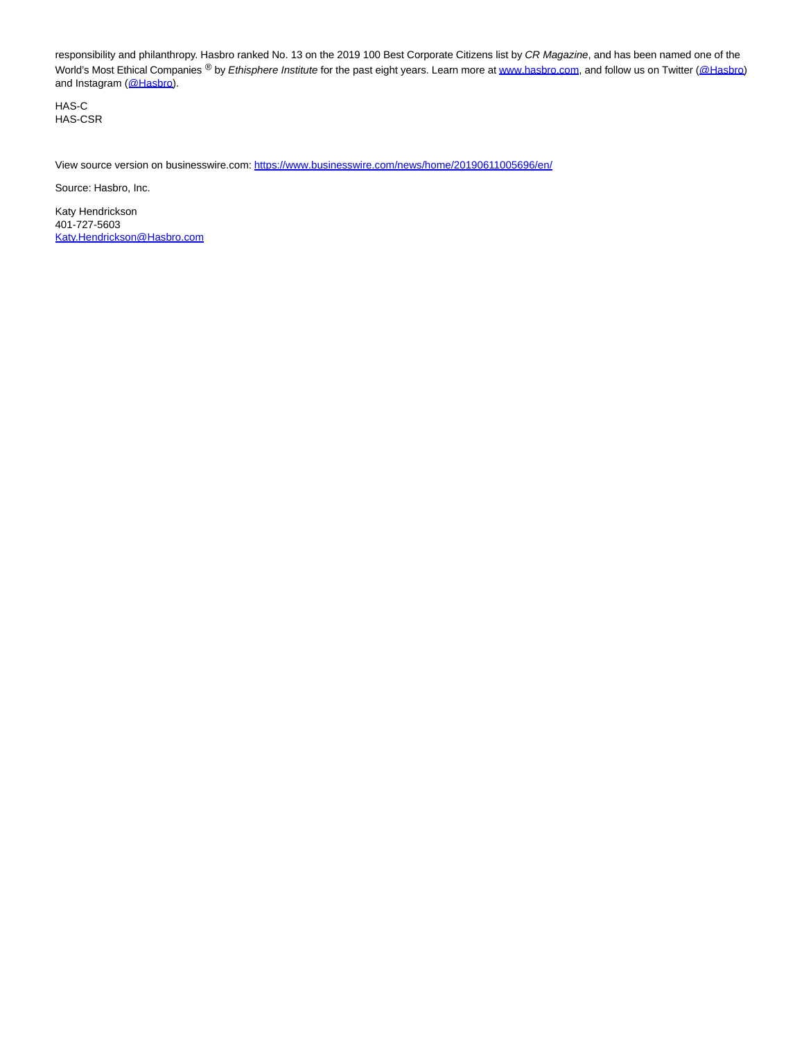responsibility and philanthropy. Hasbro ranked No. 13 on the 2019 100 Best Corporate Citizens list by *CR Magazine*, and has been named one of the World's Most Ethical Companies ® by *Ethisphere Institute* for the past eight years. Learn more at www.hasbro.com, and follow us on Twitter (@Hasbro) and Instagram (@Hasbro).

HAS-C
HAS-CSR

View source version on businesswire.com: https://www.businesswire.com/news/home/20190611005696/en/

Source: Hasbro, Inc.

Katy Hendrickson
401-727-5603
Katy.Hendrickson@Hasbro.com